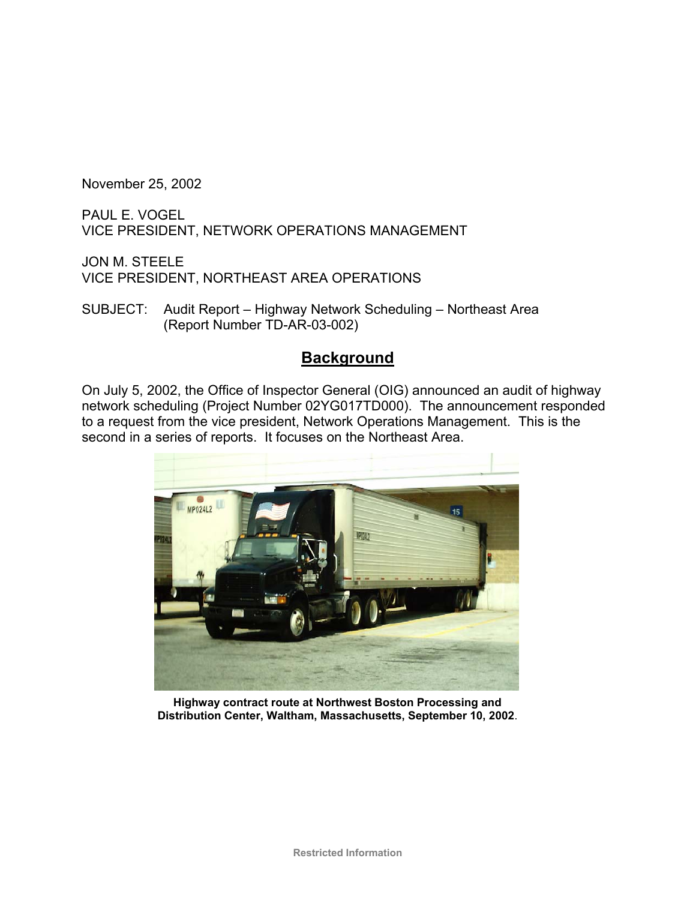November 25, 2002

PAUL E. VOGEL
VICE PRESIDENT, NETWORK OPERATIONS MANAGEMENT

JON M. STEELE
VICE PRESIDENT, NORTHEAST AREA OPERATIONS

SUBJECT: Audit Report – Highway Network Scheduling – Northeast Area (Report Number TD-AR-03-002)

## Background

On July 5, 2002, the Office of Inspector General (OIG) announced an audit of highway network scheduling (Project Number 02YG017TD000). The announcement responded to a request from the vice president, Network Operations Management. This is the second in a series of reports. It focuses on the Northeast Area.

**Highway contract route at Northwest Boston Processing and Distribution Center, Waltham, Massachusetts, September 10, 2002**.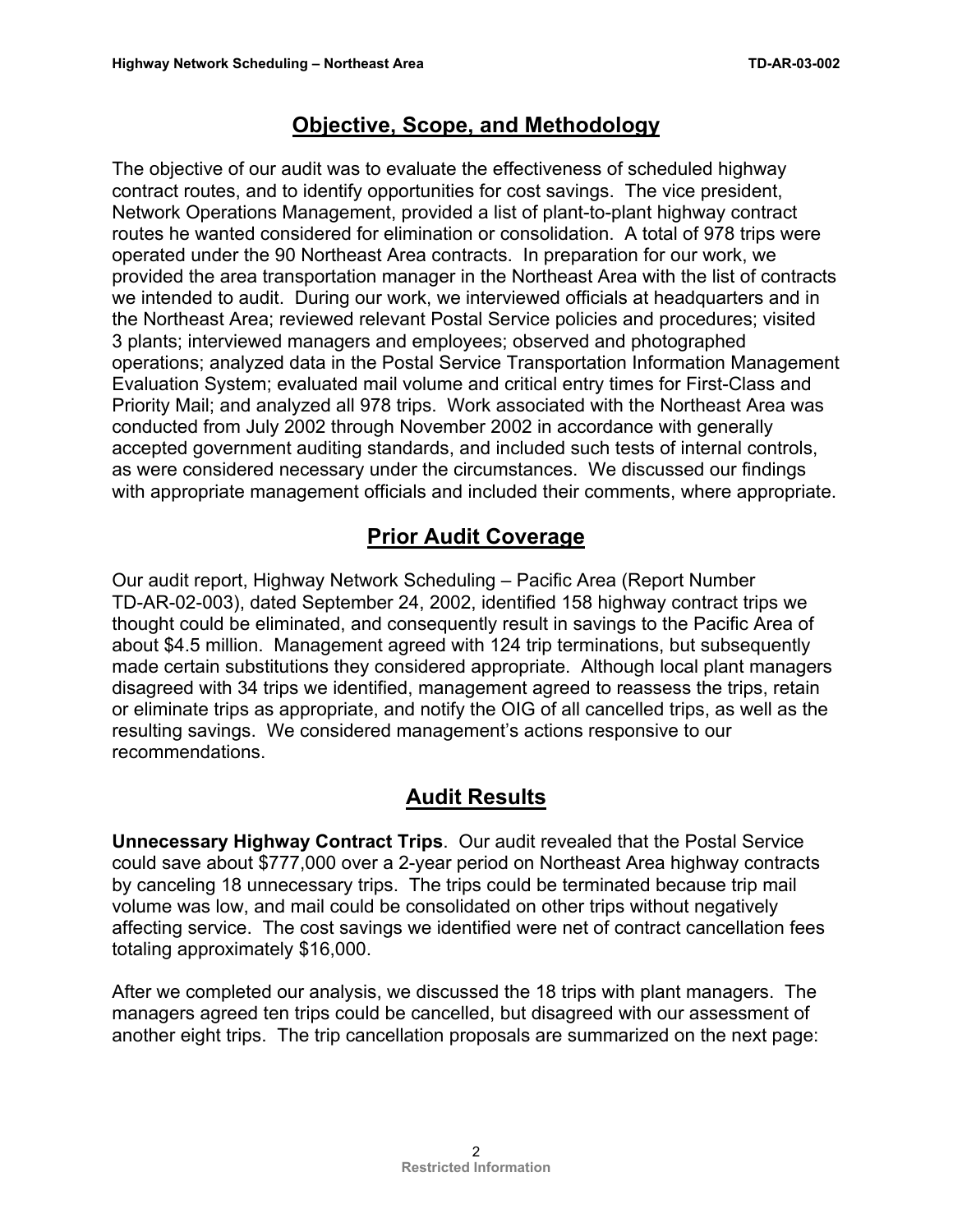## Objective, Scope, and Methodology

The objective of our audit was to evaluate the effectiveness of scheduled highway contract routes, and to identify opportunities for cost savings. The vice president, Network Operations Management, provided a list of plant-to-plant highway contract routes he wanted considered for elimination or consolidation. A total of 978 trips were operated under the 90 Northeast Area contracts. In preparation for our work, we provided the area transportation manager in the Northeast Area with the list of contracts we intended to audit. During our work, we interviewed officials at headquarters and in the Northeast Area; reviewed relevant Postal Service policies and procedures; visited 3 plants; interviewed managers and employees; observed and photographed operations; analyzed data in the Postal Service Transportation Information Management Evaluation System; evaluated mail volume and critical entry times for First-Class and Priority Mail; and analyzed all 978 trips. Work associated with the Northeast Area was conducted from July 2002 through November 2002 in accordance with generally accepted government auditing standards, and included such tests of internal controls, as were considered necessary under the circumstances. We discussed our findings with appropriate management officials and included their comments, where appropriate.

## Prior Audit Coverage

Our audit report, Highway Network Scheduling – Pacific Area (Report Number TD-AR-02-003), dated September 24, 2002, identified 158 highway contract trips we thought could be eliminated, and consequently result in savings to the Pacific Area of about $4.5 million. Management agreed with 124 trip terminations, but subsequently made certain substitutions they considered appropriate. Although local plant managers disagreed with 34 trips we identified, management agreed to reassess the trips, retain or eliminate trips as appropriate, and notify the OIG of all cancelled trips, as well as the resulting savings. We considered management's actions responsive to our recommendations.

## Audit Results

**Unnecessary Highway Contract Trips**. Our audit revealed that the Postal Service could save about $777,000 over a 2-year period on Northeast Area highway contracts by canceling 18 unnecessary trips. The trips could be terminated because trip mail volume was low, and mail could be consolidated on other trips without negatively affecting service. The cost savings we identified were net of contract cancellation fees totaling approximately $16,000.

After we completed our analysis, we discussed the 18 trips with plant managers. The managers agreed ten trips could be cancelled, but disagreed with our assessment of another eight trips. The trip cancellation proposals are summarized on the next page: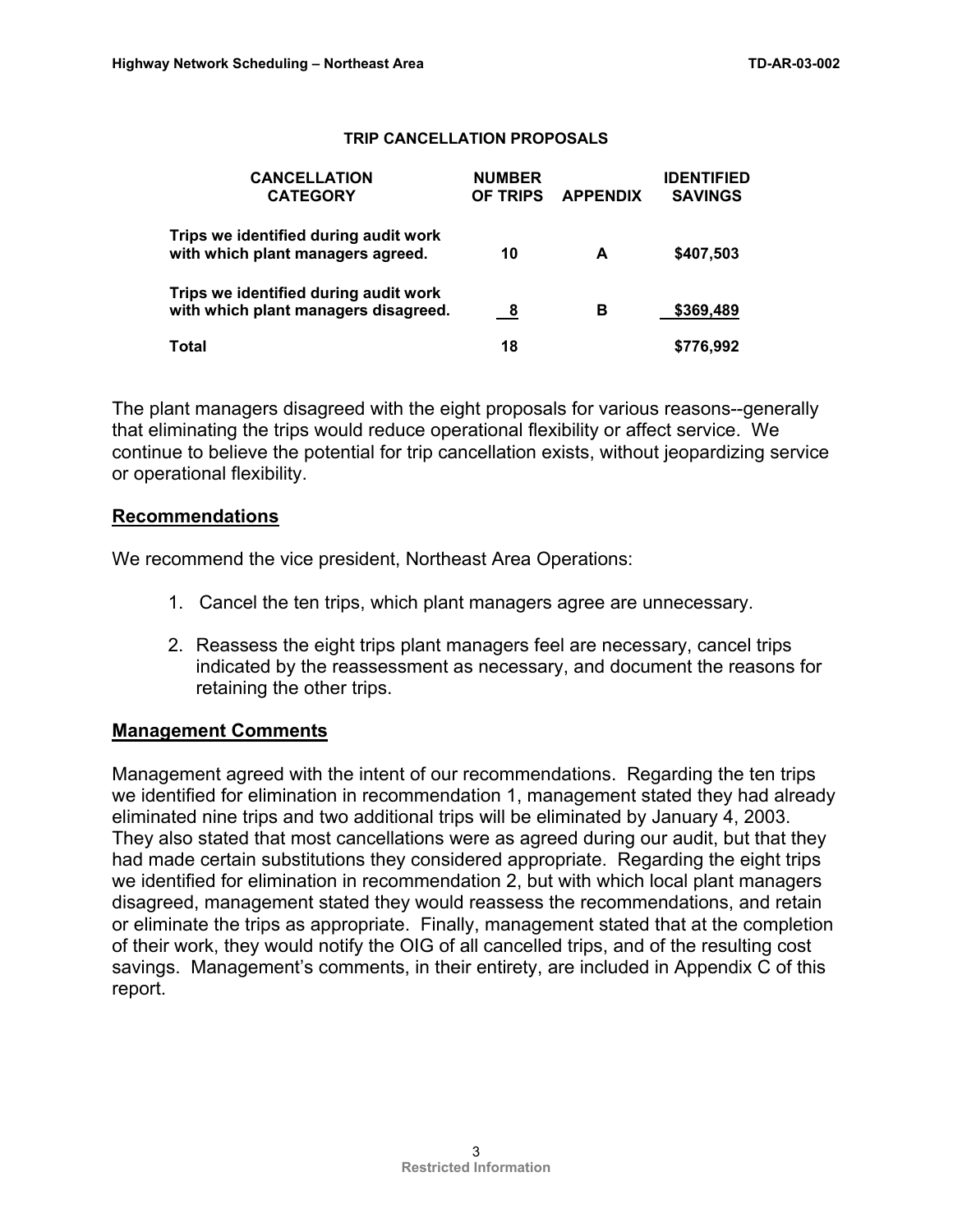**TRIP CANCELLATION PROPOSALS**

| CANCELLATION CATEGORY | NUMBER OF TRIPS | APPENDIX | IDENTIFIED SAVINGS |
| --- | --- | --- | --- |
| Trips we identified during audit work with which plant managers agreed. | 10 | A | $407,503 |
| Trips we identified during audit work with which plant managers disagreed. | 8 | B | $369,489 |
| Total | 18 | | $776,992 |

The plant managers disagreed with the eight proposals for various reasons--generally that eliminating the trips would reduce operational flexibility or affect service. We continue to believe the potential for trip cancellation exists, without jeopardizing service or operational flexibility.

## Recommendations

We recommend the vice president, Northeast Area Operations:

1. Cancel the ten trips, which plant managers agree are unnecessary.
2. Reassess the eight trips plant managers feel are necessary, cancel trips indicated by the reassessment as necessary, and document the reasons for retaining the other trips.

## Management Comments

Management agreed with the intent of our recommendations. Regarding the ten trips we identified for elimination in recommendation 1, management stated they had already eliminated nine trips and two additional trips will be eliminated by January 4, 2003. They also stated that most cancellations were as agreed during our audit, but that they had made certain substitutions they considered appropriate. Regarding the eight trips we identified for elimination in recommendation 2, but with which local plant managers disagreed, management stated they would reassess the recommendations, and retain or eliminate the trips as appropriate. Finally, management stated that at the completion of their work, they would notify the OIG of all cancelled trips, and of the resulting cost savings. Management's comments, in their entirety, are included in Appendix C of this report.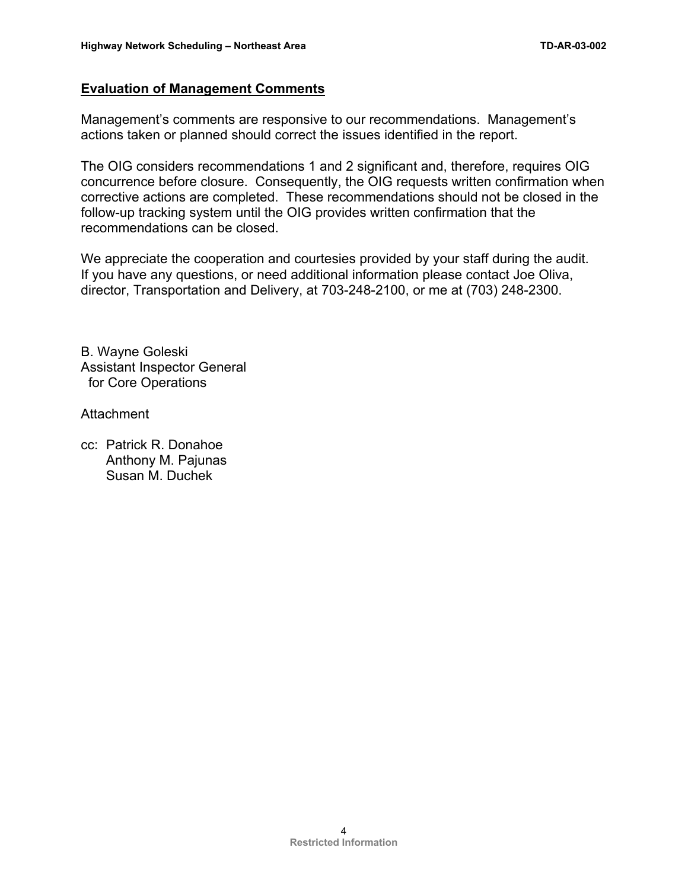## Evaluation of Management Comments

Management's comments are responsive to our recommendations. Management's actions taken or planned should correct the issues identified in the report.

The OIG considers recommendations 1 and 2 significant and, therefore, requires OIG concurrence before closure. Consequently, the OIG requests written confirmation when corrective actions are completed. These recommendations should not be closed in the follow-up tracking system until the OIG provides written confirmation that the recommendations can be closed.

We appreciate the cooperation and courtesies provided by your staff during the audit. If you have any questions, or need additional information please contact Joe Oliva, director, Transportation and Delivery, at 703-248-2100, or me at (703) 248-2300.

B. Wayne Goleski
Assistant Inspector General
for Core Operations

Attachment

cc: Patrick R. Donahoe
Anthony M. Pajunas
Susan M. Duchek

Restricted Information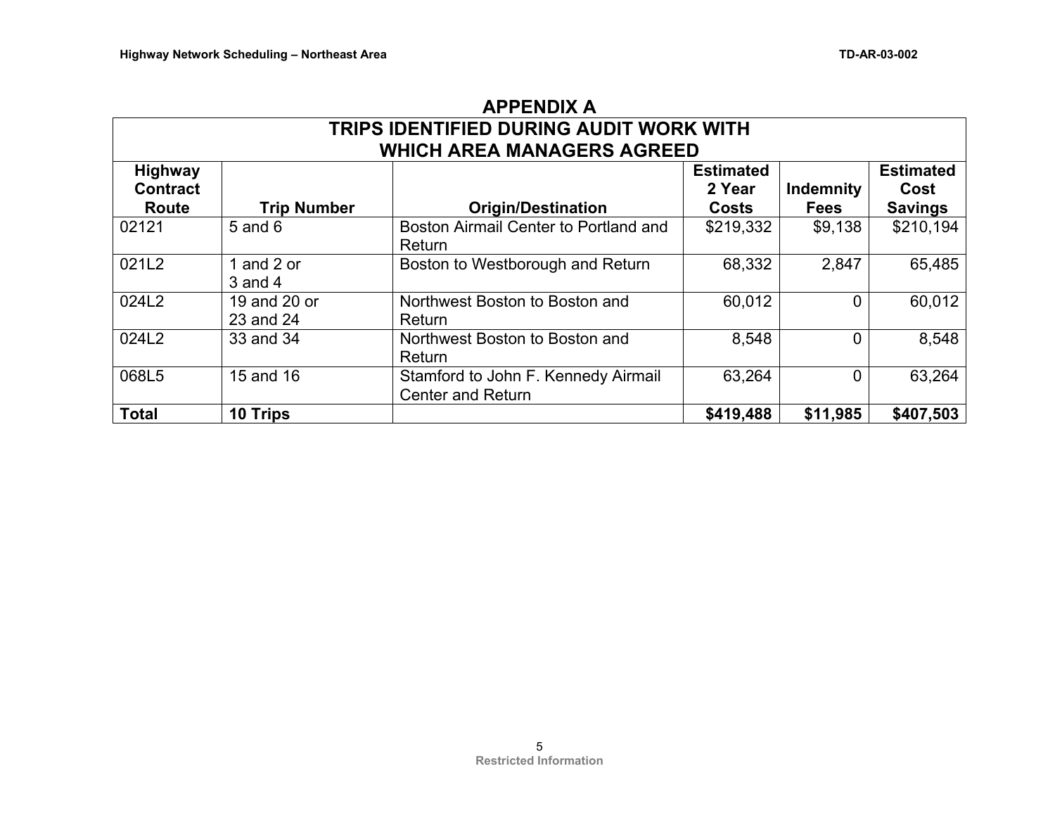## APPENDIX A

| TRIPS IDENTIFIED DURING AUDIT WORK WITH WHICH AREA MANAGERS AGREED | | | | | |
|---|---|---|---|---|---|
| **Highway Contract Route** | **Trip Number** | **Origin/Destination** | **Estimated 2 Year Costs** | **Indemnity Fees** | **Estimated Cost Savings** |
| 02121 | 5 and 6 | Boston Airmail Center to Portland and Return | $219,332 | $9,138 | $210,194 |
| 021L2 | 1 and 2 or 3 and 4 | Boston to Westborough and Return | 68,332 | 2,847 | 65,485 |
| 024L2 | 19 and 20 or 23 and 24 | Northwest Boston to Boston and Return | 60,012 | 0 | 60,012 |
| 024L2 | 33 and 34 | Northwest Boston to Boston and Return | 8,548 | 0 | 8,548 |
| 068L5 | 15 and 16 | Stamford to John F. Kennedy Airmail Center and Return | 63,264 | 0 | 63,264 |
| **Total** | **10 Trips** | | **$419,488** | **$11,985** | **$407,503** |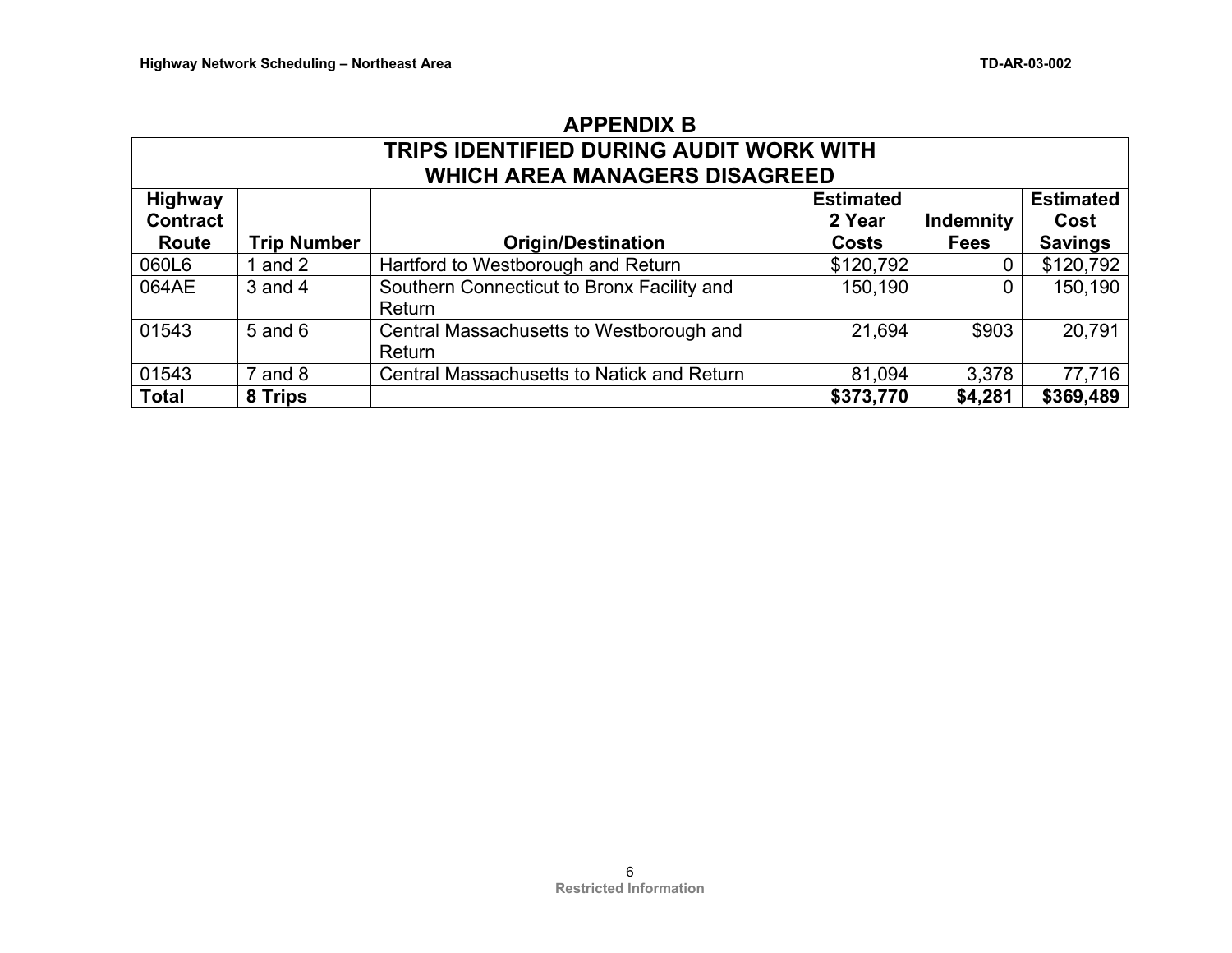## APPENDIX B

### TRIPS IDENTIFIED DURING AUDIT WORK WITH WHICH AREA MANAGERS DISAGREED

| Highway Contract Route | Trip Number | Origin/Destination | Estimated 2 Year Costs | Indemnity Fees | Estimated Cost Savings |
|---|---|---|---|---|---|
| 060L6 | 1 and 2 | Hartford to Westborough and Return | $120,792 | 0 | $120,792 |
| 064AE | 3 and 4 | Southern Connecticut to Bronx Facility and Return | 150,190 | 0 | 150,190 |
| 01543 | 5 and 6 | Central Massachusetts to Westborough and Return | 21,694 | $903 | 20,791 |
| 01543 | 7 and 8 | Central Massachusetts to Natick and Return | 81,094 | 3,378 | 77,716 |
| **Total** | **8 Trips** | | **$373,770** | **$4,281** | **$369,489** |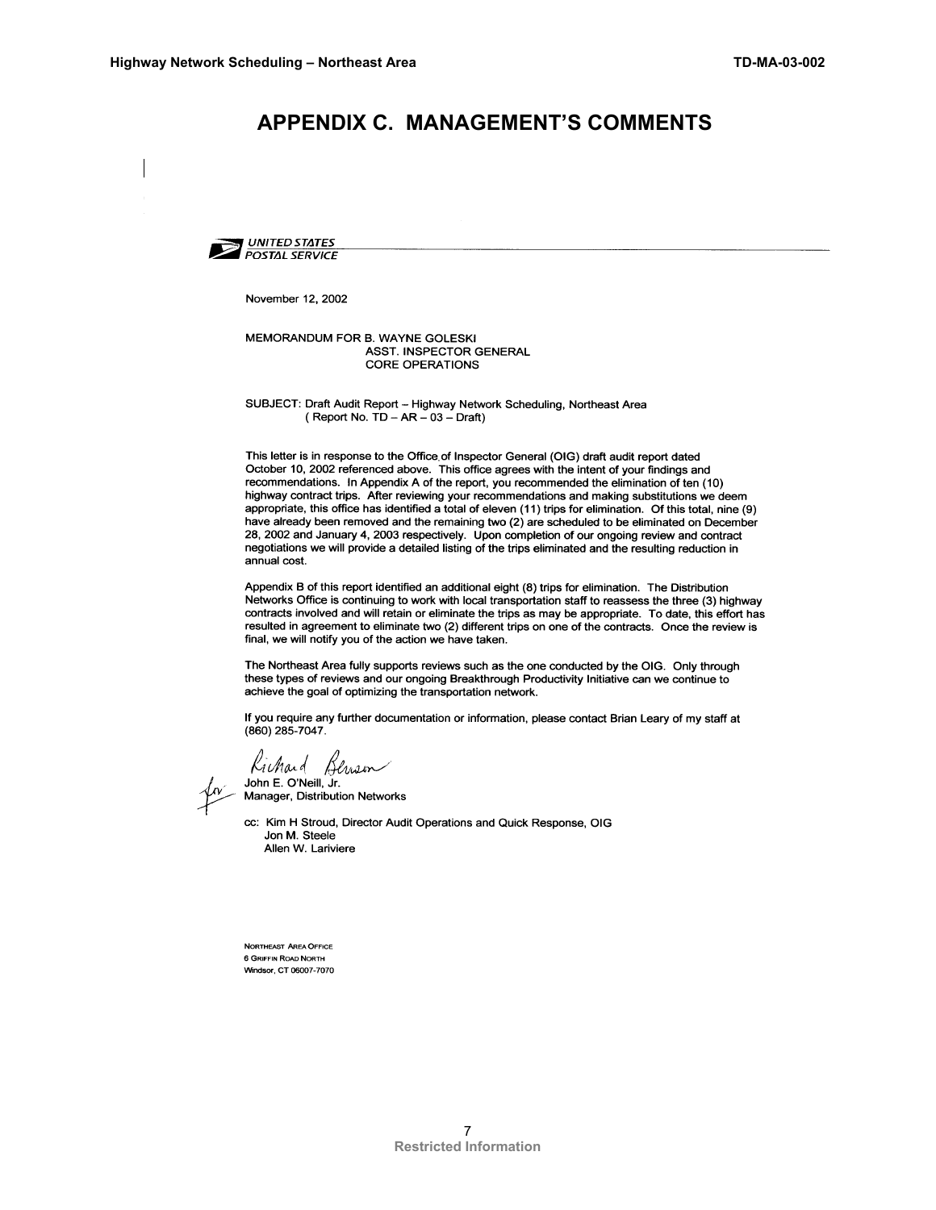# APPENDIX C. MANAGEMENT'S COMMENTS

UNITED STATES
POSTAL SERVICE

November 12, 2002

MEMORANDUM FOR B. WAYNE GOLESKI
ASST. INSPECTOR GENERAL
CORE OPERATIONS

SUBJECT: Draft Audit Report – Highway Network Scheduling, Northeast Area
( Report No. TD – AR – 03 – Draft)

This letter is in response to the Office of Inspector General (OIG) draft audit report dated October 10, 2002 referenced above. This office agrees with the intent of your findings and recommendations. In Appendix A of the report, you recommended the elimination of ten (10) highway contract trips. After reviewing your recommendations and making substitutions we deem appropriate, this office has identified a total of eleven (11) trips for elimination. Of this total, nine (9) have already been removed and the remaining two (2) are scheduled to be eliminated on December 28, 2002 and January 4, 2003 respectively. Upon completion of our ongoing review and contract negotiations we will provide a detailed listing of the trips eliminated and the resulting reduction in annual cost.

Appendix B of this report identified an additional eight (8) trips for elimination. The Distribution Networks Office is continuing to work with local transportation staff to reassess the three (3) highway contracts involved and will retain or eliminate the trips as may be appropriate. To date, this effort has resulted in agreement to eliminate two (2) different trips on one of the contracts. Once the review is final, we will notify you of the action we have taken.

The Northeast Area fully supports reviews such as the one conducted by the OIG. Only through these types of reviews and our ongoing Breakthrough Productivity Initiative can we continue to achieve the goal of optimizing the transportation network.

If you require any further documentation or information, please contact Brian Leary of my staff at (860) 285-7047.

Richard Benson
for John E. O'Neill, Jr.
Manager, Distribution Networks

cc: Kim H Stroud, Director Audit Operations and Quick Response, OIG
Jon M. Steele
Allen W. Lariviere

NORTHEAST AREA OFFICE
6 GRIFFIN ROAD NORTH
Windsor, CT 06007-7070